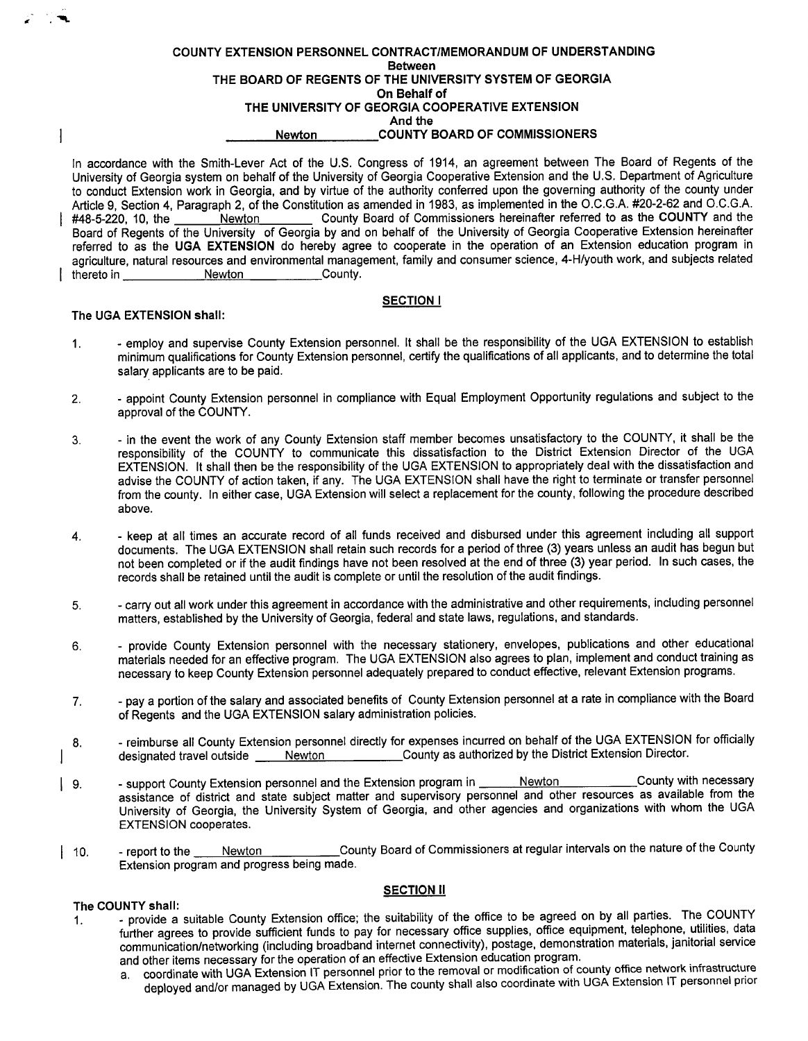# COUNTY EXTENSION PERSONNEL CONTRACT/MEMORANDUM OF UNDERSTANDING

**Between**

**THE BOARD OF REGENTS OF THE UNIVERSITY SYSTEM OF GEORGIA**

**On Behalf of**

**THE UNIVERSITY OF GEORGIA COOPERATIVE EXTENSION**

**And the**

**Newton COUNTY BOARD OF COMMISSIONERS**

In accordance with the Smith-Lever Act of the U.S. Congress of 1914, an agreement between The Board of Regents of the University of Georgia system on behalf of the University of Georgia Cooperative Extension and the U.S. Department of Agriculture to conduct Extension work in Georgia, and by virtue of the authority conferred upon the governing authority of the county under Article 9, Section 4, Paragraph 2, of the Constitution as amended in 1983, as implemented in the O.C.G.A. #20-2-62 and O.C.G.A. #48-5-220, 10, the Newton County Board of Commissioners hereinafter referred to as the **COUNTY** and the Board of Regents of the University of Georgia by and on behalf of the University of Georgia Cooperative Extension hereinafter referred to as the **UGA EXTENSION** do hereby agree to cooperate in the operation of an Extension education program in agriculture, natural resources and environmental management, family and consumer science, 4-H/youth work, and subjects related thereto in Newton County.

## SECTION I

**The UGA EXTENSION shall:**

1. - employ and supervise County Extension personnel. It shall be the responsibility of the UGA EXTENSION to establish minimum qualifications for County Extension personnel, certify the qualifications of all applicants, and to determine the total salary applicants are to be paid.

2. - appoint County Extension personnel in compliance with Equal Employment Opportunity regulations and subject to the approval of the COUNTY.

3. - in the event the work of any County Extension staff member becomes unsatisfactory to the COUNTY, it shall be the responsibility of the COUNTY to communicate this dissatisfaction to the District Extension Director of the UGA EXTENSION. It shall then be the responsibility of the UGA EXTENSION to appropriately deal with the dissatisfaction and advise the COUNTY of action taken, if any. The UGA EXTENSION shall have the right to terminate or transfer personnel from the county. In either case, UGA Extension will select a replacement for the county, following the procedure described above.

4. - keep at all times an accurate record of all funds received and disbursed under this agreement including all support documents. The UGA EXTENSION shall retain such records for a period of three (3) years unless an audit has begun but not been completed or if the audit findings have not been resolved at the end of three (3) year period. In such cases, the records shall be retained until the audit is complete or until the resolution of the audit findings.

5. - carry out all work under this agreement in accordance with the administrative and other requirements, including personnel matters, established by the University of Georgia, federal and state laws, regulations, and standards.

6. - provide County Extension personnel with the necessary stationery, envelopes, publications and other educational materials needed for an effective program. The UGA EXTENSION also agrees to plan, implement and conduct training as necessary to keep County Extension personnel adequately prepared to conduct effective, relevant Extension programs.

7. - pay a portion of the salary and associated benefits of County Extension personnel at a rate in compliance with the Board of Regents and the UGA EXTENSION salary administration policies.

8. - reimburse all County Extension personnel directly for expenses incurred on behalf of the UGA EXTENSION for officially designated travel outside Newton County as authorized by the District Extension Director.

9. - support County Extension personnel and the Extension program in Newton County with necessary assistance of district and state subject matter and supervisory personnel and other resources as available from the University of Georgia, the University System of Georgia, and other agencies and organizations with whom the UGA EXTENSION cooperates.

10. - report to the Newton County Board of Commissioners at regular intervals on the nature of the County Extension program and progress being made.

## SECTION II

**The COUNTY shall:**

1. - provide a suitable County Extension office; the suitability of the office to be agreed on by all parties. The COUNTY further agrees to provide sufficient funds to pay for necessary office supplies, office equipment, telephone, utilities, data communication/networking (including broadband internet connectivity), postage, demonstration materials, janitorial service and other items necessary for the operation of an effective Extension education program.
   a. coordinate with UGA Extension IT personnel prior to the removal or modification of county office network infrastructure deployed and/or managed by UGA Extension. The county shall also coordinate with UGA Extension IT personnel prior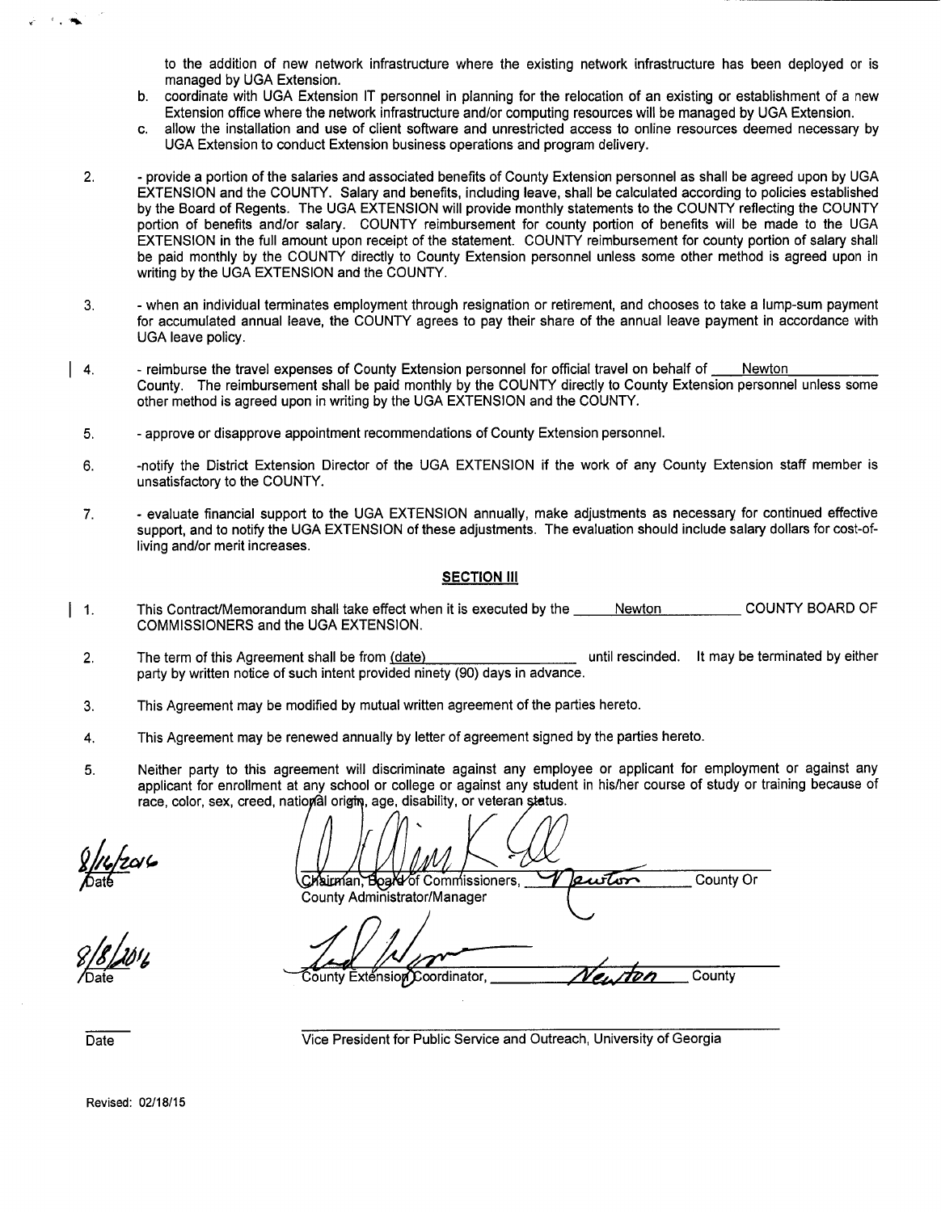to the addition of new network infrastructure where the existing network infrastructure has been deployed or is managed by UGA Extension.

b. coordinate with UGA Extension IT personnel in planning for the relocation of an existing or establishment of a new Extension office where the network infrastructure and/or computing resources will be managed by UGA Extension.

c. allow the installation and use of client software and unrestricted access to online resources deemed necessary by UGA Extension to conduct Extension business operations and program delivery.

2. - provide a portion of the salaries and associated benefits of County Extension personnel as shall be agreed upon by UGA EXTENSION and the COUNTY. Salary and benefits, including leave, shall be calculated according to policies established by the Board of Regents. The UGA EXTENSION will provide monthly statements to the COUNTY reflecting the COUNTY portion of benefits and/or salary. COUNTY reimbursement for county portion of benefits will be made to the UGA EXTENSION in the full amount upon receipt of the statement. COUNTY reimbursement for county portion of salary shall be paid monthly by the COUNTY directly to County Extension personnel unless some other method is agreed upon in writing by the UGA EXTENSION and the COUNTY.

3. - when an individual terminates employment through resignation or retirement, and chooses to take a lump-sum payment for accumulated annual leave, the COUNTY agrees to pay their share of the annual leave payment in accordance with UGA leave policy.

4. - reimburse the travel expenses of County Extension personnel for official travel on behalf of Newton County. The reimbursement shall be paid monthly by the COUNTY directly to County Extension personnel unless some other method is agreed upon in writing by the UGA EXTENSION and the COUNTY.

5. - approve or disapprove appointment recommendations of County Extension personnel.

6. -notify the District Extension Director of the UGA EXTENSION if the work of any County Extension staff member is unsatisfactory to the COUNTY.

7. - evaluate financial support to the UGA EXTENSION annually, make adjustments as necessary for continued effective support, and to notify the UGA EXTENSION of these adjustments. The evaluation should include salary dollars for cost-of-living and/or merit increases.

## SECTION III

1. This Contract/Memorandum shall take effect when it is executed by the Newton COUNTY BOARD OF COMMISSIONERS and the UGA EXTENSION.

2. The term of this Agreement shall be from (date) ____________ until rescinded. It may be terminated by either party by written notice of such intent provided ninety (90) days in advance.

3. This Agreement may be modified by mutual written agreement of the parties hereto.

4. This Agreement may be renewed annually by letter of agreement signed by the parties hereto.

5. Neither party to this agreement will discriminate against any employee or applicant for employment or against any applicant for enrollment at any school or college or against any student in his/her course of study or training because of race, color, sex, creed, national origin, age, disability, or veteran status.

8/16/2016
Date

Chairman, Board of Commissioners, Newton County Or
County Administrator/Manager

8/8/2016
Date

County Extension Coordinator, Newton County

____
Date

Vice President for Public Service and Outreach, University of Georgia

Revised: 02/18/15